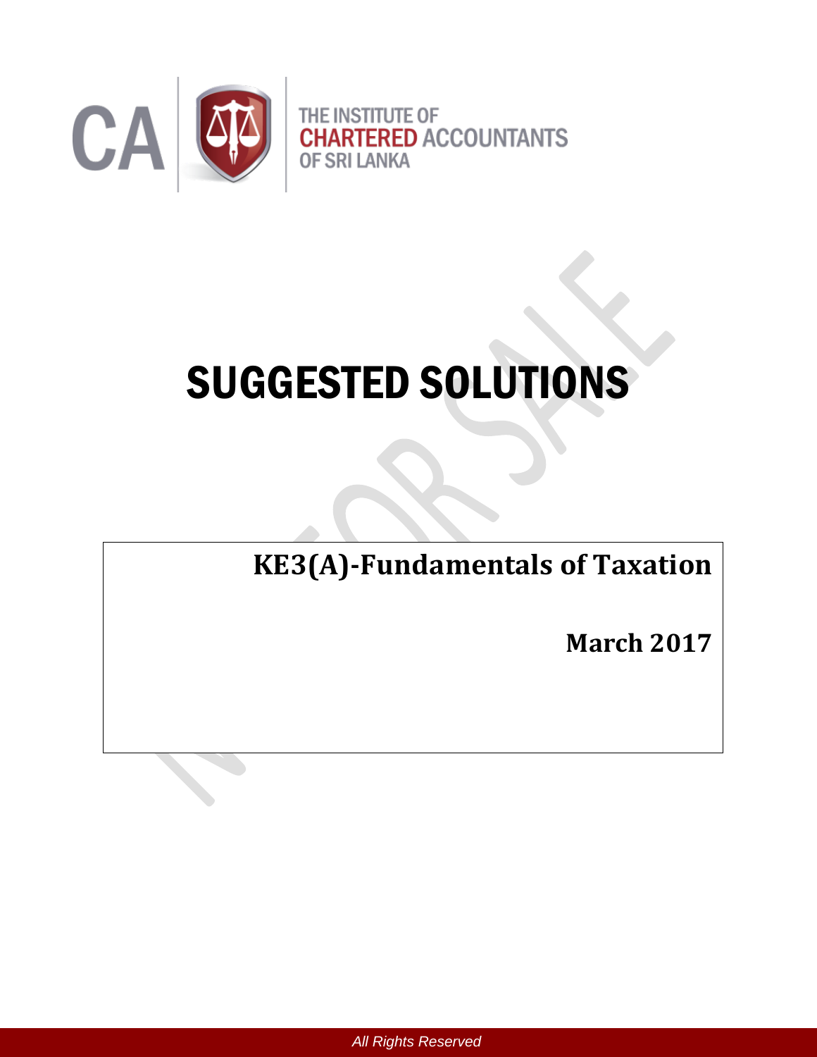THE INSTITUTE OF **CHARTERED** ACCOUNTANTS OF SRI LANKA

# SUGGESTED SOLUTIONS

## KE3(A)-Fundamentals of Taxation

**March 2017**

*All Rights Reserved*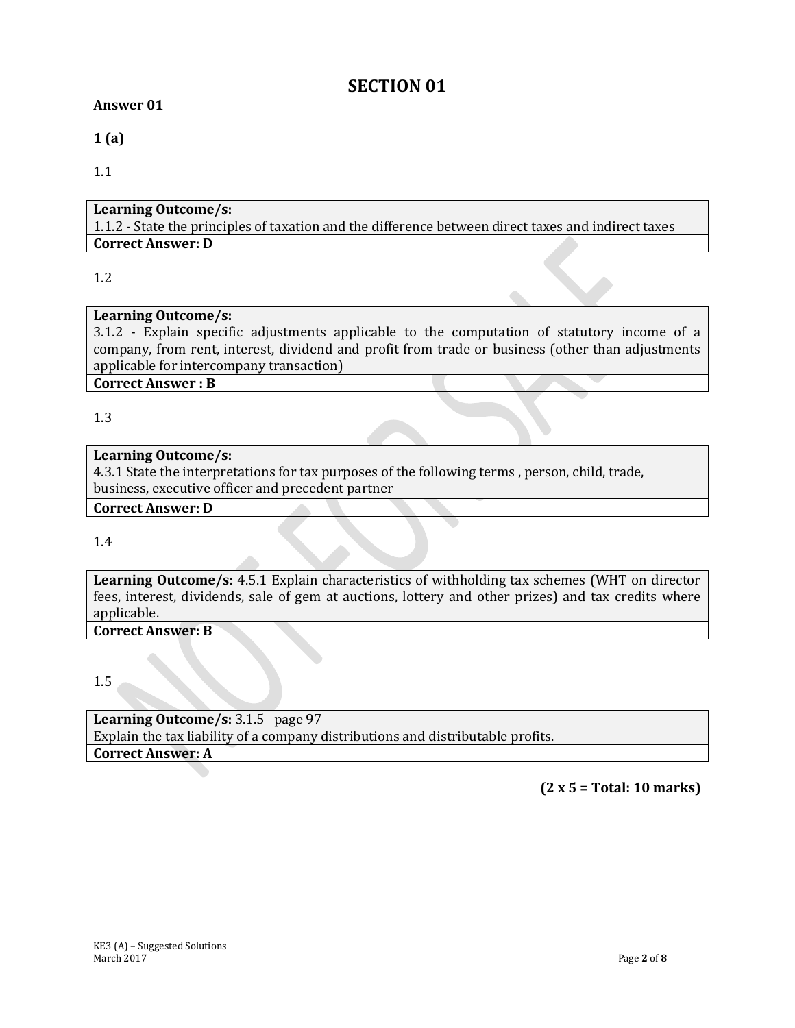# SECTION 01

**Answer 01**

**1 (a)**

1.1

| **Learning Outcome/s:** |
|---|
| 1.1.2 - State the principles of taxation and the difference between direct taxes and indirect taxes |
| **Correct Answer: D** |

1.2

| **Learning Outcome/s:** |
|---|
| 3.1.2 - Explain specific adjustments applicable to the computation of statutory income of a company, from rent, interest, dividend and profit from trade or business (other than adjustments applicable for intercompany transaction) |
| **Correct Answer : B** |

1.3

| **Learning Outcome/s:** |
|---|
| 4.3.1 State the interpretations for tax purposes of the following terms , person, child, trade, business, executive officer and precedent partner |
| **Correct Answer: D** |

1.4

| **Learning Outcome/s:** 4.5.1 Explain characteristics of withholding tax schemes (WHT on director fees, interest, dividends, sale of gem at auctions, lottery and other prizes) and tax credits where applicable. |
|---|
| **Correct Answer: B** |

1.5

| **Learning Outcome/s:** 3.1.5 page 97 |
|---|
| Explain the tax liability of a company distributions and distributable profits. |
| **Correct Answer: A** |

**(2 x 5 = Total: 10 marks)**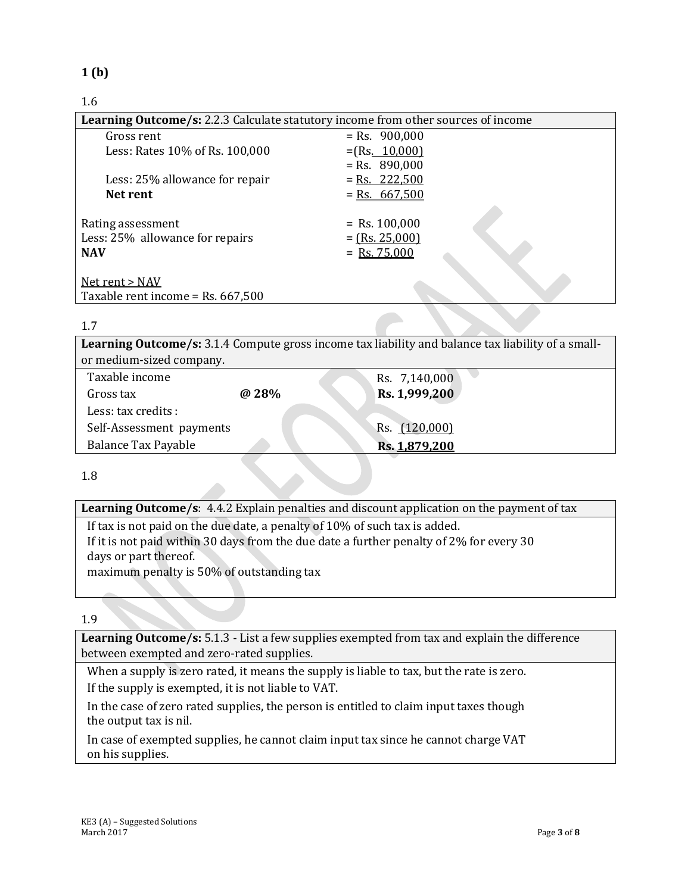## 1 (b)

1.6

| **Learning Outcome/s:** 2.2.3 Calculate statutory income from other sources of income | |
|---|---|
| Gross rent | = Rs. 900,000 |
| Less: Rates 10% of Rs. 100,000 | =(Rs. 10,000) |
| | = Rs. 890,000 |
| Less: 25% allowance for repair | = Rs. 222,500 |
| **Net rent** | = Rs. 667,500 |
| | |
| Rating assessment | = Rs. 100,000 |
| Less: 25% allowance for repairs | = (Rs. 25,000) |
| **NAV** | = Rs. 75,000 |
| | |
| Net rent > NAV | |
| Taxable rent income = Rs. 667,500 | |

1.7

| **Learning Outcome/s:** 3.1.4 Compute gross income tax liability and balance tax liability of a small- or medium-sized company. | | |
|---|---|---|
| Taxable income | | Rs. 7,140,000 |
| Gross tax | **@ 28%** | **Rs. 1,999,200** |
| Less: tax credits : | | |
| Self-Assessment payments | | Rs. (120,000) |
| Balance Tax Payable | | **Rs. 1,879,200** |

1.8

| **Learning Outcome/s**: 4.4.2 Explain penalties and discount application on the payment of tax |
|---|
| If tax is not paid on the due date, a penalty of 10% of such tax is added.<br>If it is not paid within 30 days from the due date a further penalty of 2% for every 30 days or part thereof.<br>maximum penalty is 50% of outstanding tax |

1.9

| **Learning Outcome/s:** 5.1.3 - List a few supplies exempted from tax and explain the difference between exempted and zero-rated supplies. |
|---|
| When a supply is zero rated, it means the supply is liable to tax, but the rate is zero.<br>If the supply is exempted, it is not liable to VAT.<br>In the case of zero rated supplies, the person is entitled to claim input taxes though the output tax is nil.<br>In case of exempted supplies, he cannot claim input tax since he cannot charge VAT on his supplies. |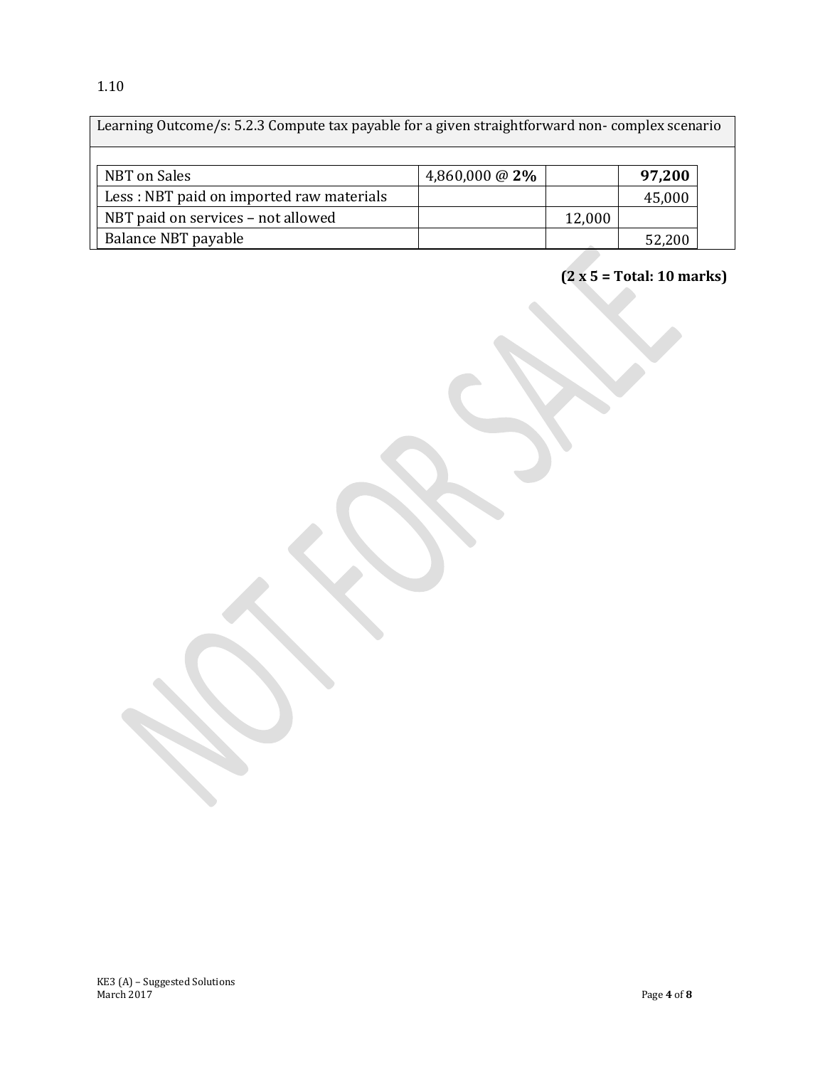1.10

| Learning Outcome/s: 5.2.3 Compute tax payable for a given straightforward non- complex scenario | | | |
|---|---|---|---|
| NBT on Sales | 4,860,000 @ **2%** | | **97,200** |
| Less : NBT paid on imported raw materials | | | 45,000 |
| NBT paid on services – not allowed | | 12,000 | |
| Balance NBT payable | | | 52,200 |

**(2 x 5 = Total: 10 marks)**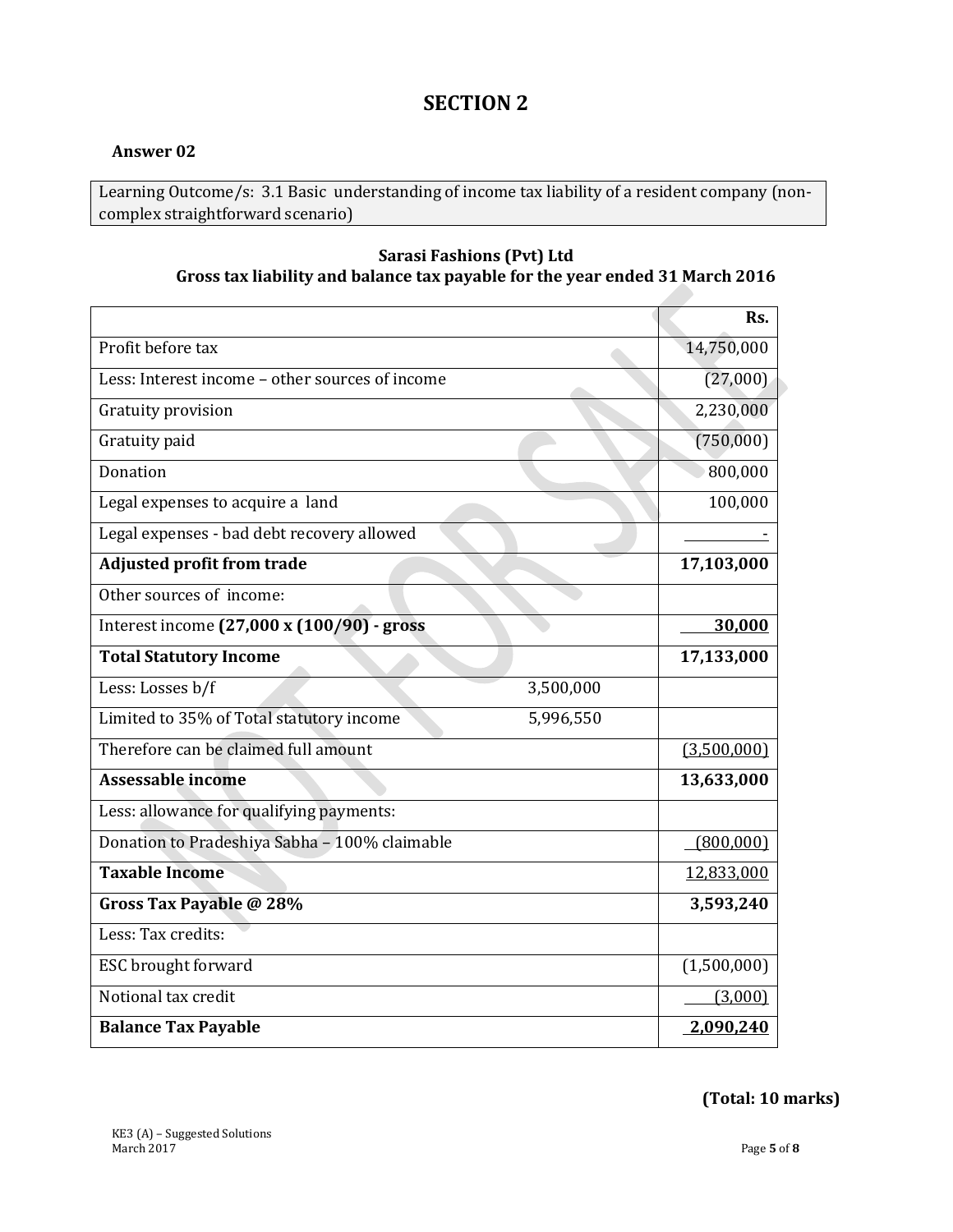## SECTION 2

**Answer 02**

Learning Outcome/s: 3.1 Basic understanding of income tax liability of a resident company (non-complex straightforward scenario)

**Sarasi Fashions (Pvt) Ltd**
**Gross tax liability and balance tax payable for the year ended 31 March 2016**

| | | Rs. |
|---|---|---|
| Profit before tax | | 14,750,000 |
| Less: Interest income – other sources of income | | (27,000) |
| Gratuity provision | | 2,230,000 |
| Gratuity paid | | (750,000) |
| Donation | | 800,000 |
| Legal expenses to acquire a land | | 100,000 |
| Legal expenses - bad debt recovery allowed | | - |
| **Adjusted profit from trade** | | **17,103,000** |
| Other sources of income: | | |
| Interest income **(27,000 x (100/90) - gross** | | **30,000** |
| **Total Statutory Income** | | **17,133,000** |
| Less: Losses b/f | 3,500,000 | |
| Limited to 35% of Total statutory income | 5,996,550 | |
| Therefore can be claimed full amount | | (3,500,000) |
| **Assessable income** | | **13,633,000** |
| Less: allowance for qualifying payments: | | |
| Donation to Pradeshiya Sabha – 100% claimable | | (800,000) |
| **Taxable Income** | | 12,833,000 |
| **Gross Tax Payable @ 28%** | | **3,593,240** |
| Less: Tax credits: | | |
| ESC brought forward | | (1,500,000) |
| Notional tax credit | | (3,000) |
| **Balance Tax Payable** | | **2,090,240** |

**(Total: 10 marks)**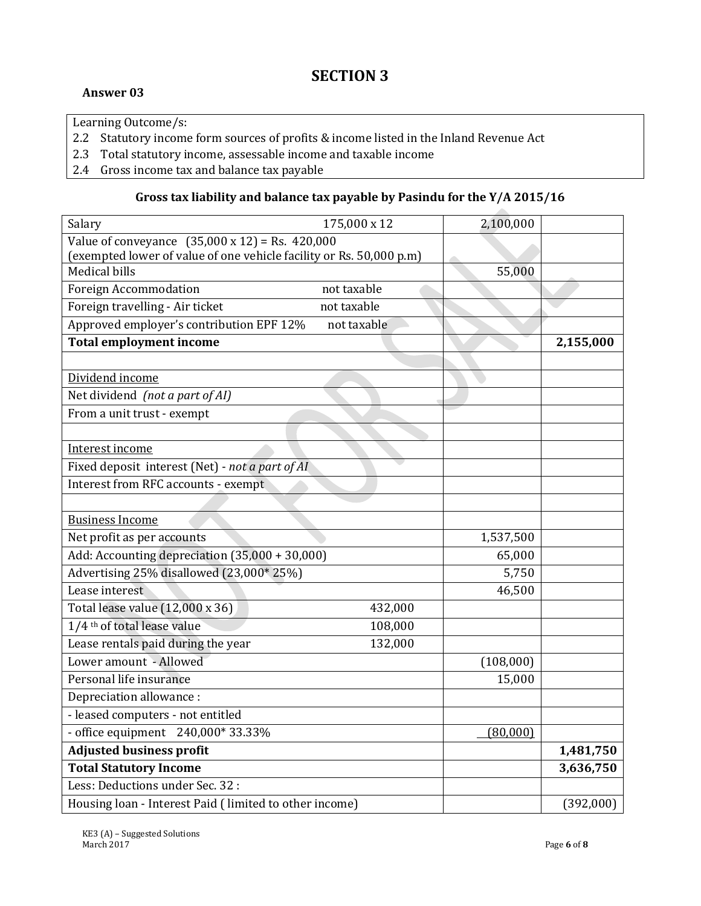# SECTION 3

**Answer 03**

| Learning Outcome/s: |
|---|
| 2.2 Statutory income form sources of profits & income listed in the Inland Revenue Act |
| 2.3 Total statutory income, assessable income and taxable income |
| 2.4 Gross income tax and balance tax payable |

**Gross tax liability and balance tax payable by Pasindu for the Y/A 2015/16**

| | | | |
|---|---|---|---|
| Salary | 175,000 x 12 | 2,100,000 | |
| Value of conveyance (35,000 x 12) = Rs. 420,000 (exempted lower of value of one vehicle facility or Rs. 50,000 p.m) | | | |
| Medical bills | | 55,000 | |
| Foreign Accommodation | not taxable | | |
| Foreign travelling - Air ticket | not taxable | | |
| Approved employer's contribution EPF 12% | not taxable | | |
| **Total employment income** | | | **2,155,000** |
| | | | |
| Dividend income | | | |
| Net dividend *(not a part of AI)* | | | |
| From a unit trust - exempt | | | |
| | | | |
| Interest income | | | |
| Fixed deposit interest (Net) - *not a part of AI* | | | |
| Interest from RFC accounts - exempt | | | |
| | | | |
| Business Income | | | |
| Net profit as per accounts | | 1,537,500 | |
| Add: Accounting depreciation (35,000 + 30,000) | | 65,000 | |
| Advertising 25% disallowed (23,000* 25%) | | 5,750 | |
| Lease interest | | 46,500 | |
| Total lease value (12,000 x 36) | 432,000 | | |
| 1/4 th of total lease value | 108,000 | | |
| Lease rentals paid during the year | 132,000 | | |
| Lower amount - Allowed | | (108,000) | |
| Personal life insurance | | 15,000 | |
| Depreciation allowance : | | | |
| - leased computers - not entitled | | | |
| - office equipment 240,000* 33.33% | | (80,000) | |
| **Adjusted business profit** | | | **1,481,750** |
| **Total Statutory Income** | | | **3,636,750** |
| Less: Deductions under Sec. 32 : | | | |
| Housing loan - Interest Paid ( limited to other income) | | | (392,000) |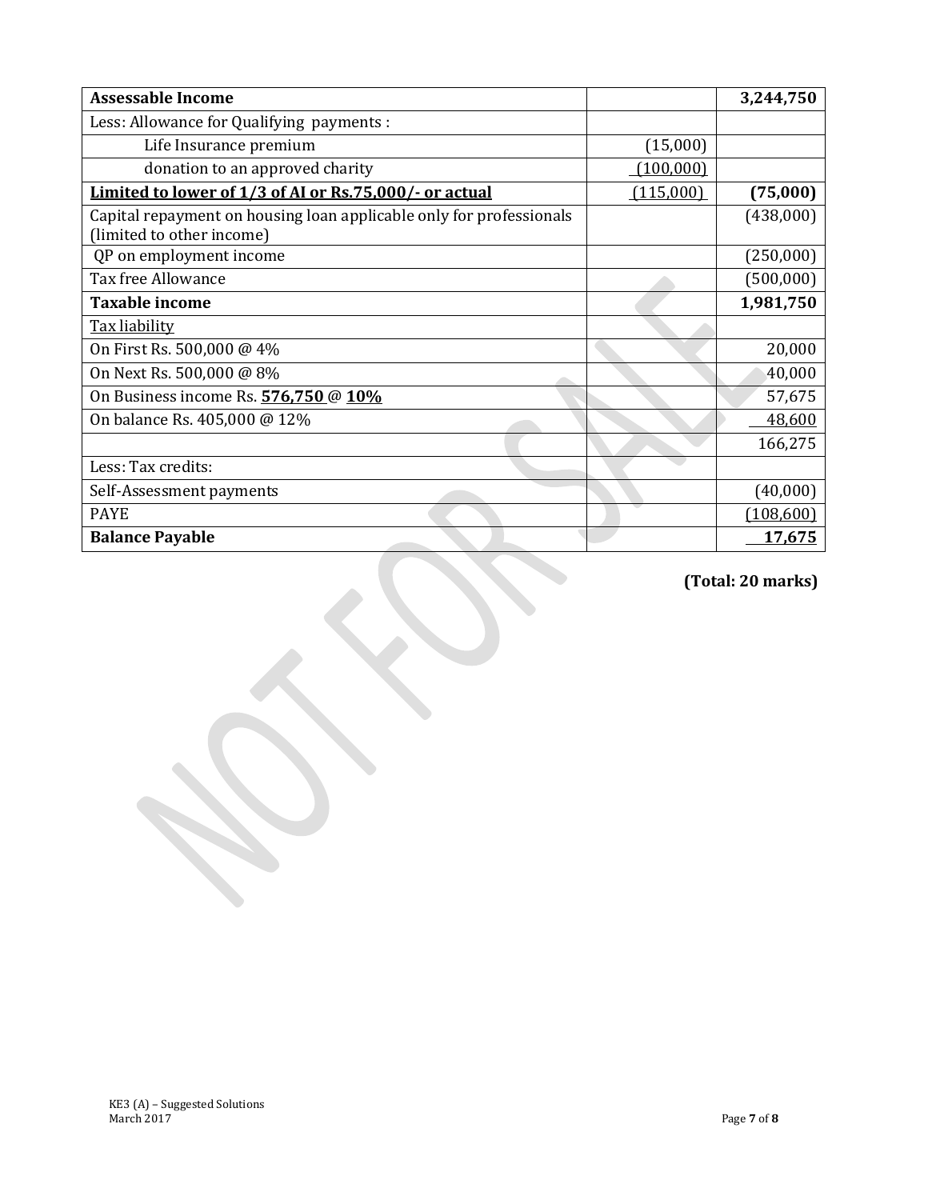| **Assessable Income** | | **3,244,750** |
|---|---|---|
| Less: Allowance for Qualifying payments : | | |
| Life Insurance premium | (15,000) | |
| donation to an approved charity | (100,000) | |
| **Limited to lower of 1/3 of AI or Rs.75,000/- or actual** | (115,000) | **(75,000)** |
| Capital repayment on housing loan applicable only for professionals (limited to other income) | | (438,000) |
| QP on employment income | | (250,000) |
| Tax free Allowance | | (500,000) |
| **Taxable income** | | **1,981,750** |
| Tax liability | | |
| On First Rs. 500,000 @ 4% | | 20,000 |
| On Next Rs. 500,000 @ 8% | | 40,000 |
| On Business income Rs. **576,750** @ **10%** | | 57,675 |
| On balance Rs. 405,000 @ 12% | | 48,600 |
| | | 166,275 |
| Less: Tax credits: | | |
| Self-Assessment payments | | (40,000) |
| PAYE | | (108,600) |
| **Balance Payable** | | **17,675** |

**(Total: 20 marks)**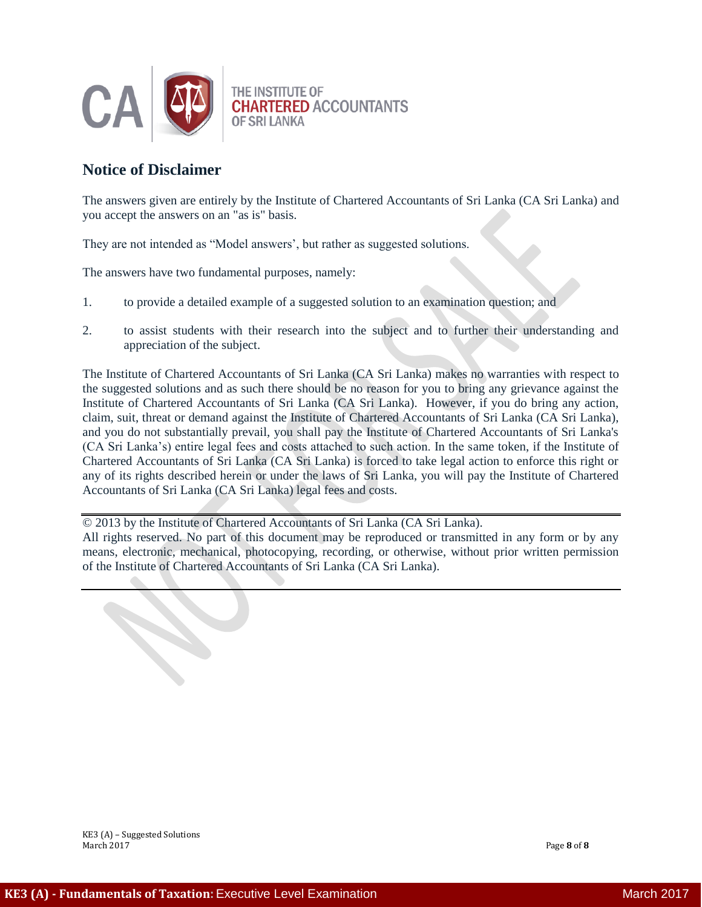THE INSTITUTE OF **CHARTERED** ACCOUNTANTS OF SRI LANKA

## Notice of Disclaimer

The answers given are entirely by the Institute of Chartered Accountants of Sri Lanka (CA Sri Lanka) and you accept the answers on an "as is" basis.

They are not intended as "Model answers', but rather as suggested solutions.

The answers have two fundamental purposes, namely:

1. to provide a detailed example of a suggested solution to an examination question; and

2. to assist students with their research into the subject and to further their understanding and appreciation of the subject.

The Institute of Chartered Accountants of Sri Lanka (CA Sri Lanka) makes no warranties with respect to the suggested solutions and as such there should be no reason for you to bring any grievance against the Institute of Chartered Accountants of Sri Lanka (CA Sri Lanka). However, if you do bring any action, claim, suit, threat or demand against the Institute of Chartered Accountants of Sri Lanka (CA Sri Lanka), and you do not substantially prevail, you shall pay the Institute of Chartered Accountants of Sri Lanka's (CA Sri Lanka's) entire legal fees and costs attached to such action. In the same token, if the Institute of Chartered Accountants of Sri Lanka (CA Sri Lanka) is forced to take legal action to enforce this right or any of its rights described herein or under the laws of Sri Lanka, you will pay the Institute of Chartered Accountants of Sri Lanka (CA Sri Lanka) legal fees and costs.

---

© 2013 by the Institute of Chartered Accountants of Sri Lanka (CA Sri Lanka).
All rights reserved. No part of this document may be reproduced or transmitted in any form or by any means, electronic, mechanical, photocopying, recording, or otherwise, without prior written permission of the Institute of Chartered Accountants of Sri Lanka (CA Sri Lanka).

---